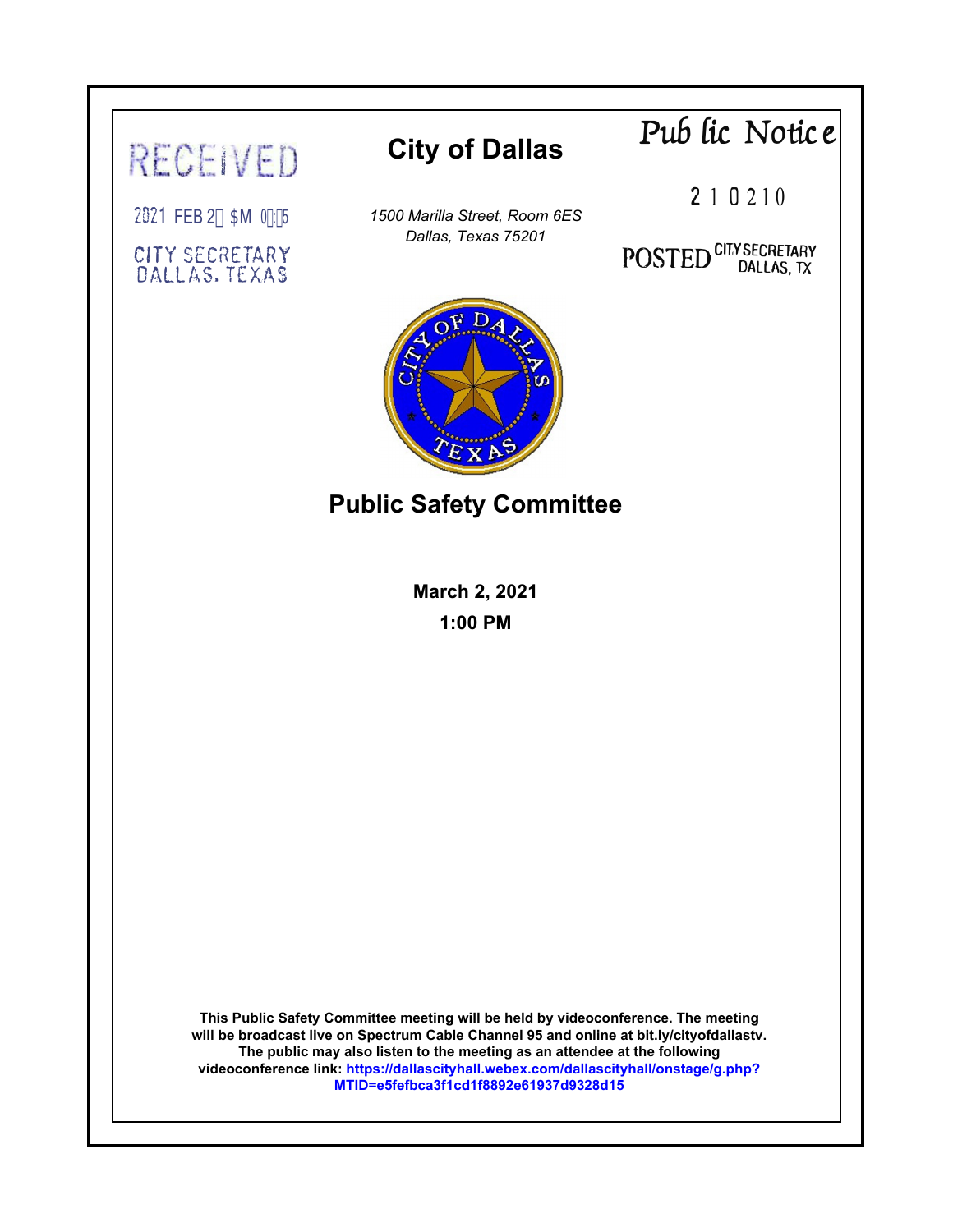RECEIVED

2021 FEB 2 $M 0:5

CITY SECRETARY
DALLAS, TEXAS

# City of Dallas

*1500 Marilla Street, Room 6ES*
*Dallas, Texas 75201*

*Public Notice*

210210

POSTED CITY SECRETARY DALLAS, TX

## Public Safety Committee

**March 2, 2021**
**1:00 PM**

**This Public Safety Committee meeting will be held by videoconference. The meeting will be broadcast live on Spectrum Cable Channel 95 and online at bit.ly/cityofdallastv. The public may also listen to the meeting as an attendee at the following videoconference link: https://dallascityhall.webex.com/dallascityhall/onstage/g.php?MTID=e5fefbca3f1cd1f8892e61937d9328d15**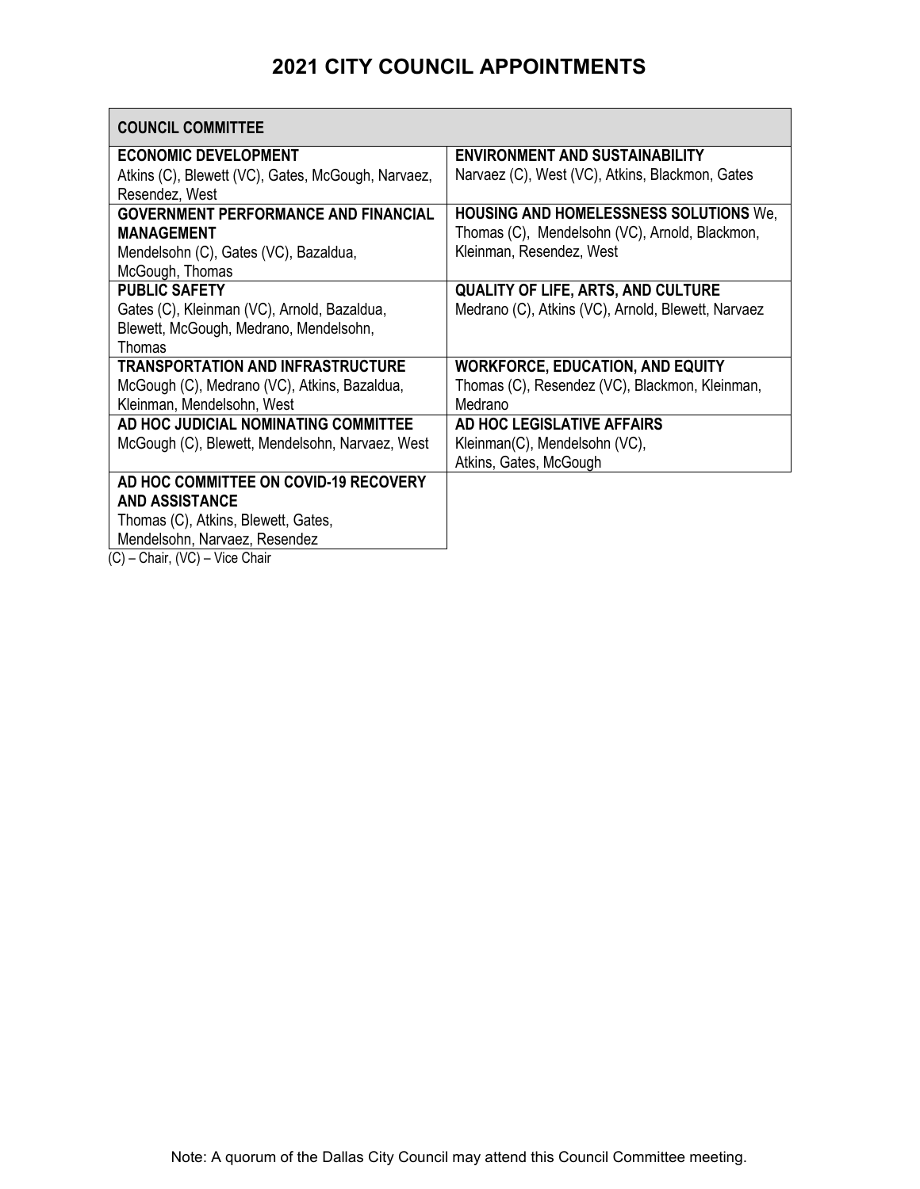# 2021 CITY COUNCIL APPOINTMENTS

| COUNCIL COMMITTEE | |
|---|---|
| **ECONOMIC DEVELOPMENT**<br>Atkins (C), Blewett (VC), Gates, McGough, Narvaez, Resendez, West | **ENVIRONMENT AND SUSTAINABILITY**<br>Narvaez (C), West (VC), Atkins, Blackmon, Gates |
| **GOVERNMENT PERFORMANCE AND FINANCIAL MANAGEMENT**<br>Mendelsohn (C), Gates (VC), Bazaldua, McGough, Thomas | **HOUSING AND HOMELESSNESS SOLUTIONS** We, Thomas (C), Mendelsohn (VC), Arnold, Blackmon, Kleinman, Resendez, West |
| **PUBLIC SAFETY**<br>Gates (C), Kleinman (VC), Arnold, Bazaldua, Blewett, McGough, Medrano, Mendelsohn, Thomas | **QUALITY OF LIFE, ARTS, AND CULTURE**<br>Medrano (C), Atkins (VC), Arnold, Blewett, Narvaez |
| **TRANSPORTATION AND INFRASTRUCTURE**<br>McGough (C), Medrano (VC), Atkins, Bazaldua, Kleinman, Mendelsohn, West | **WORKFORCE, EDUCATION, AND EQUITY**<br>Thomas (C), Resendez (VC), Blackmon, Kleinman, Medrano |
| **AD HOC JUDICIAL NOMINATING COMMITTEE**<br>McGough (C), Blewett, Mendelsohn, Narvaez, West | **AD HOC LEGISLATIVE AFFAIRS**<br>Kleinman(C), Mendelsohn (VC), Atkins, Gates, McGough |
| **AD HOC COMMITTEE ON COVID-19 RECOVERY AND ASSISTANCE**<br>Thomas (C), Atkins, Blewett, Gates, Mendelsohn, Narvaez, Resendez | |

(C) – Chair, (VC) – Vice Chair

Note: A quorum of the Dallas City Council may attend this Council Committee meeting.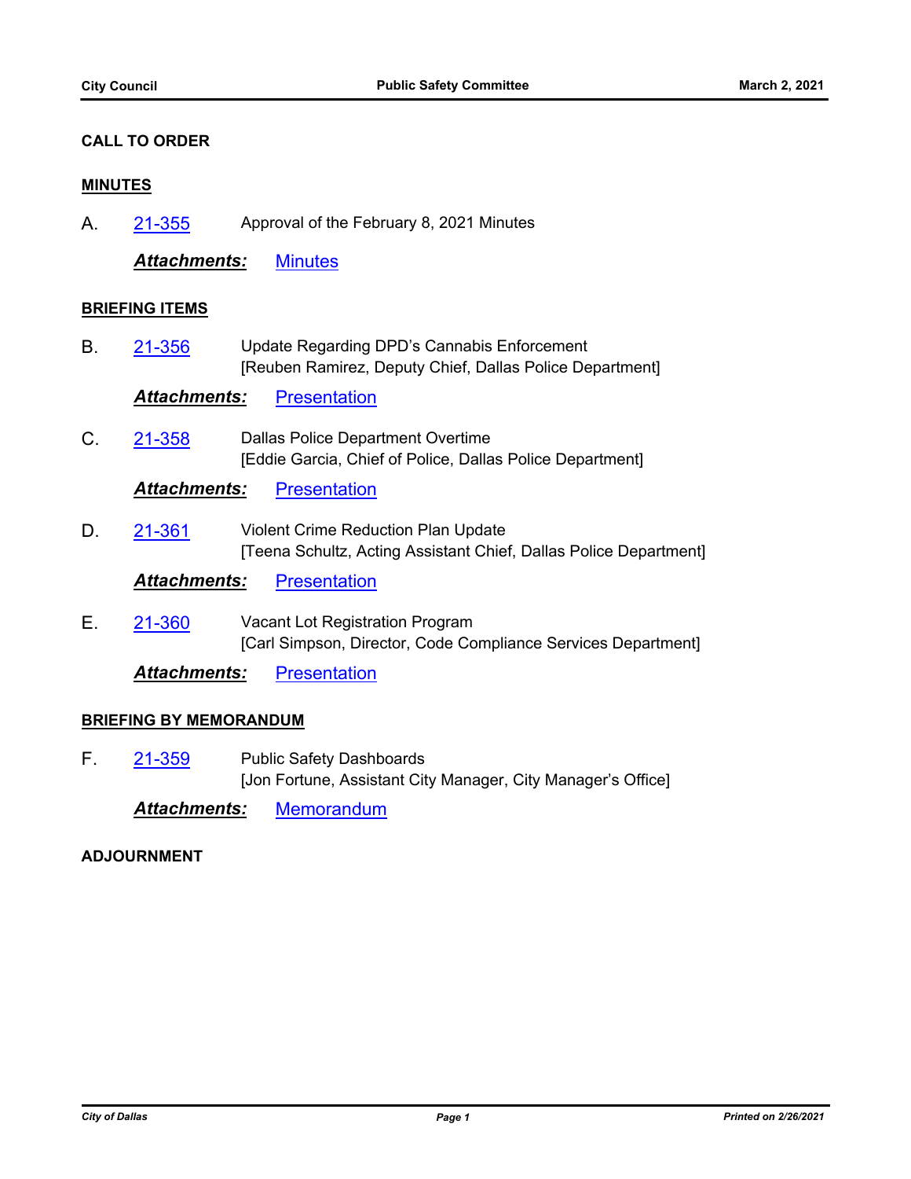**CALL TO ORDER**

**MINUTES**

A. 21-355 Approval of the February 8, 2021 Minutes

***Attachments:*** Minutes

**BRIEFING ITEMS**

B. 21-356 Update Regarding DPD's Cannabis Enforcement
[Reuben Ramirez, Deputy Chief, Dallas Police Department]

***Attachments:*** Presentation

C. 21-358 Dallas Police Department Overtime
[Eddie Garcia, Chief of Police, Dallas Police Department]

***Attachments:*** Presentation

D. 21-361 Violent Crime Reduction Plan Update
[Teena Schultz, Acting Assistant Chief, Dallas Police Department]

***Attachments:*** Presentation

E. 21-360 Vacant Lot Registration Program
[Carl Simpson, Director, Code Compliance Services Department]

***Attachments:*** Presentation

**BRIEFING BY MEMORANDUM**

F. 21-359 Public Safety Dashboards
[Jon Fortune, Assistant City Manager, City Manager's Office]

***Attachments:*** Memorandum

**ADJOURNMENT**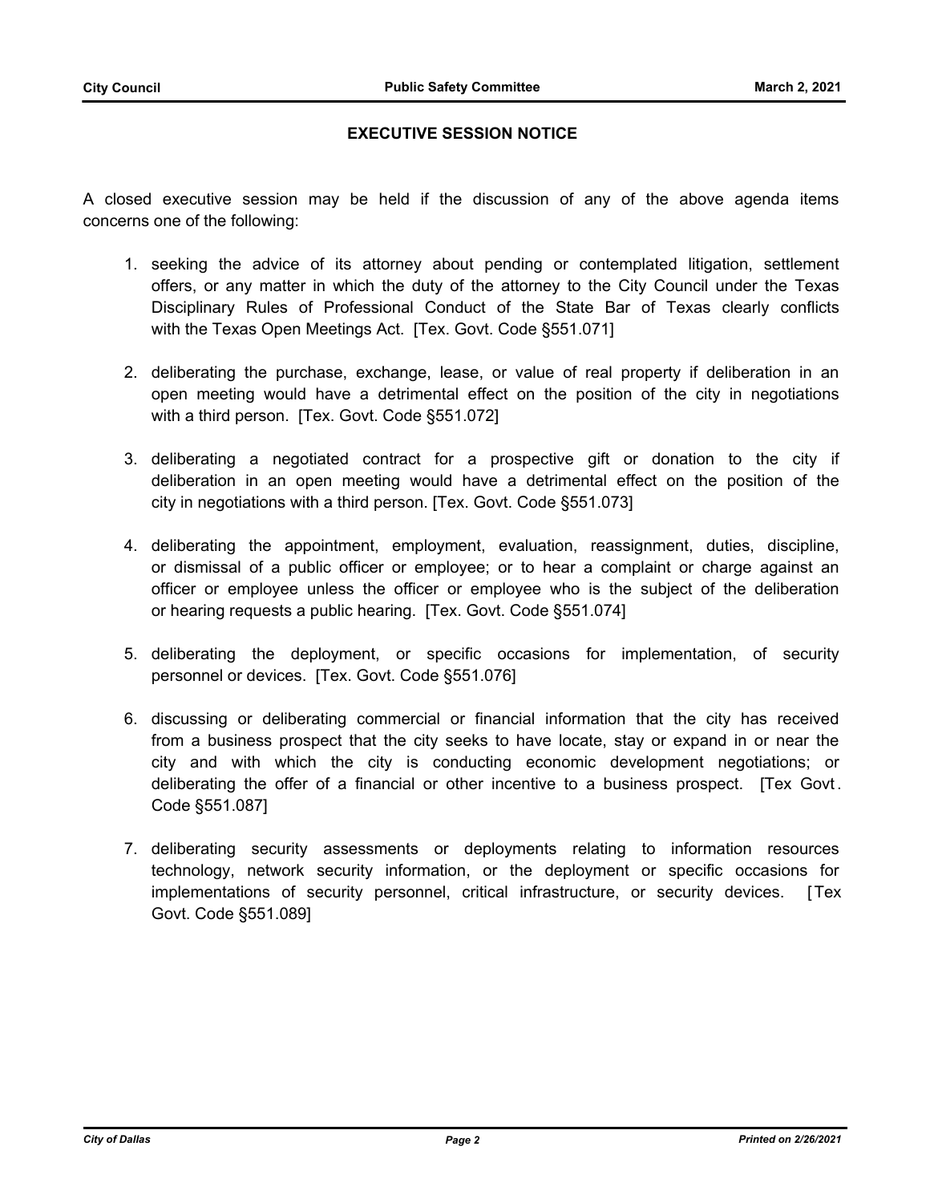**EXECUTIVE SESSION NOTICE**

A closed executive session may be held if the discussion of any of the above agenda items concerns one of the following:

1. seeking the advice of its attorney about pending or contemplated litigation, settlement offers, or any matter in which the duty of the attorney to the City Council under the Texas Disciplinary Rules of Professional Conduct of the State Bar of Texas clearly conflicts with the Texas Open Meetings Act. [Tex. Govt. Code §551.071]

2. deliberating the purchase, exchange, lease, or value of real property if deliberation in an open meeting would have a detrimental effect on the position of the city in negotiations with a third person. [Tex. Govt. Code §551.072]

3. deliberating a negotiated contract for a prospective gift or donation to the city if deliberation in an open meeting would have a detrimental effect on the position of the city in negotiations with a third person. [Tex. Govt. Code §551.073]

4. deliberating the appointment, employment, evaluation, reassignment, duties, discipline, or dismissal of a public officer or employee; or to hear a complaint or charge against an officer or employee unless the officer or employee who is the subject of the deliberation or hearing requests a public hearing. [Tex. Govt. Code §551.074]

5. deliberating the deployment, or specific occasions for implementation, of security personnel or devices. [Tex. Govt. Code §551.076]

6. discussing or deliberating commercial or financial information that the city has received from a business prospect that the city seeks to have locate, stay or expand in or near the city and with which the city is conducting economic development negotiations; or deliberating the offer of a financial or other incentive to a business prospect. [Tex Govt . Code §551.087]

7. deliberating security assessments or deployments relating to information resources technology, network security information, or the deployment or specific occasions for implementations of security personnel, critical infrastructure, or security devices. [Tex Govt. Code §551.089]